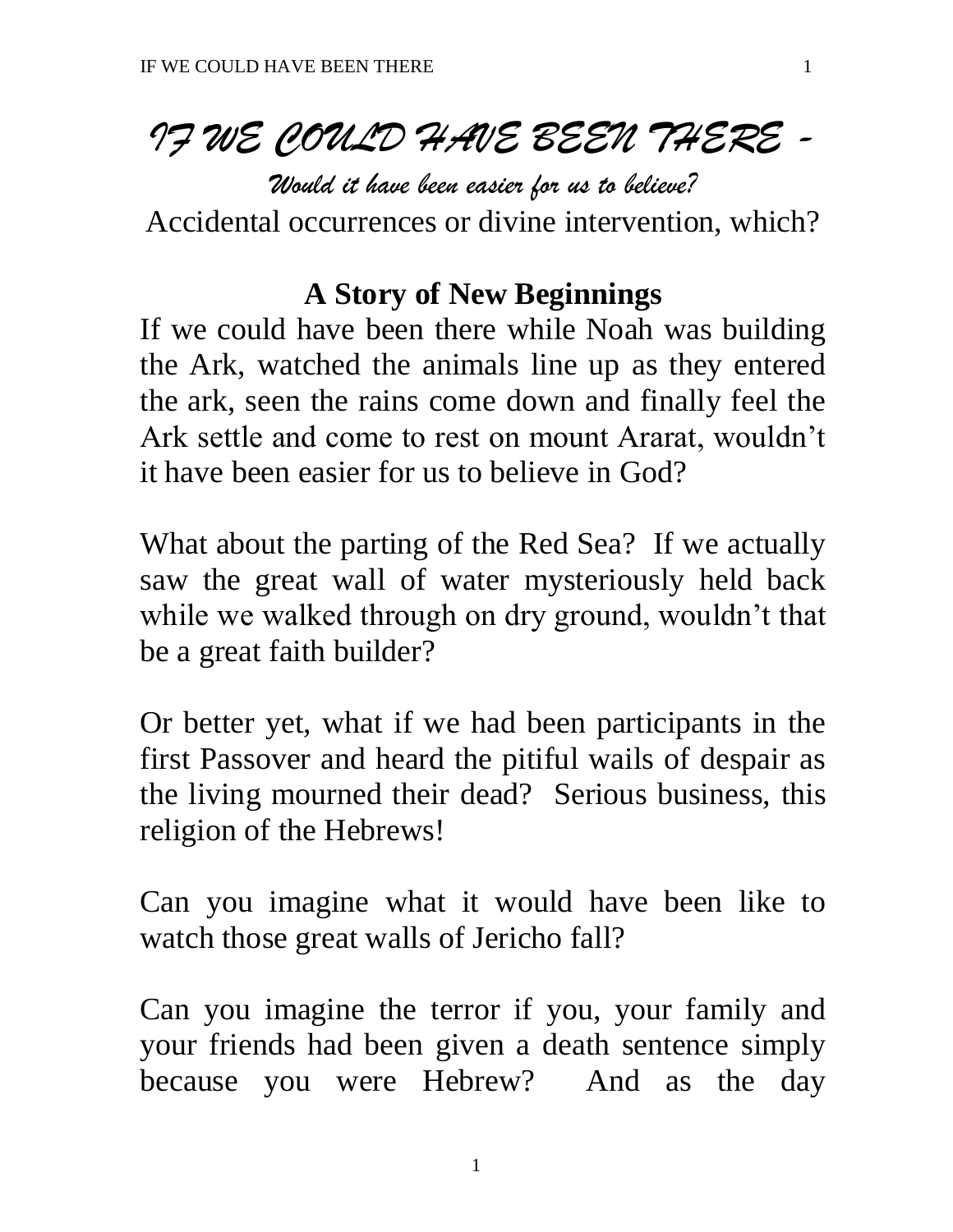# *IF WE COULD HAVE BEEN THERE -*

*Would it have been easier for us to believe?*

Accidental occurrences or divine intervention, which?

## A Story of New Beginnings

If we could have been there while Noah was building the Ark, watched the animals line up as they entered the ark, seen the rains come down and finally feel the Ark settle and come to rest on mount Ararat, wouldn't it have been easier for us to believe in God?

What about the parting of the Red Sea? If we actually saw the great wall of water mysteriously held back while we walked through on dry ground, wouldn't that be a great faith builder?

Or better yet, what if we had been participants in the first Passover and heard the pitiful wails of despair as the living mourned their dead? Serious business, this religion of the Hebrews!

Can you imagine what it would have been like to watch those great walls of Jericho fall?

Can you imagine the terror if you, your family and your friends had been given a death sentence simply because you were Hebrew? And as the day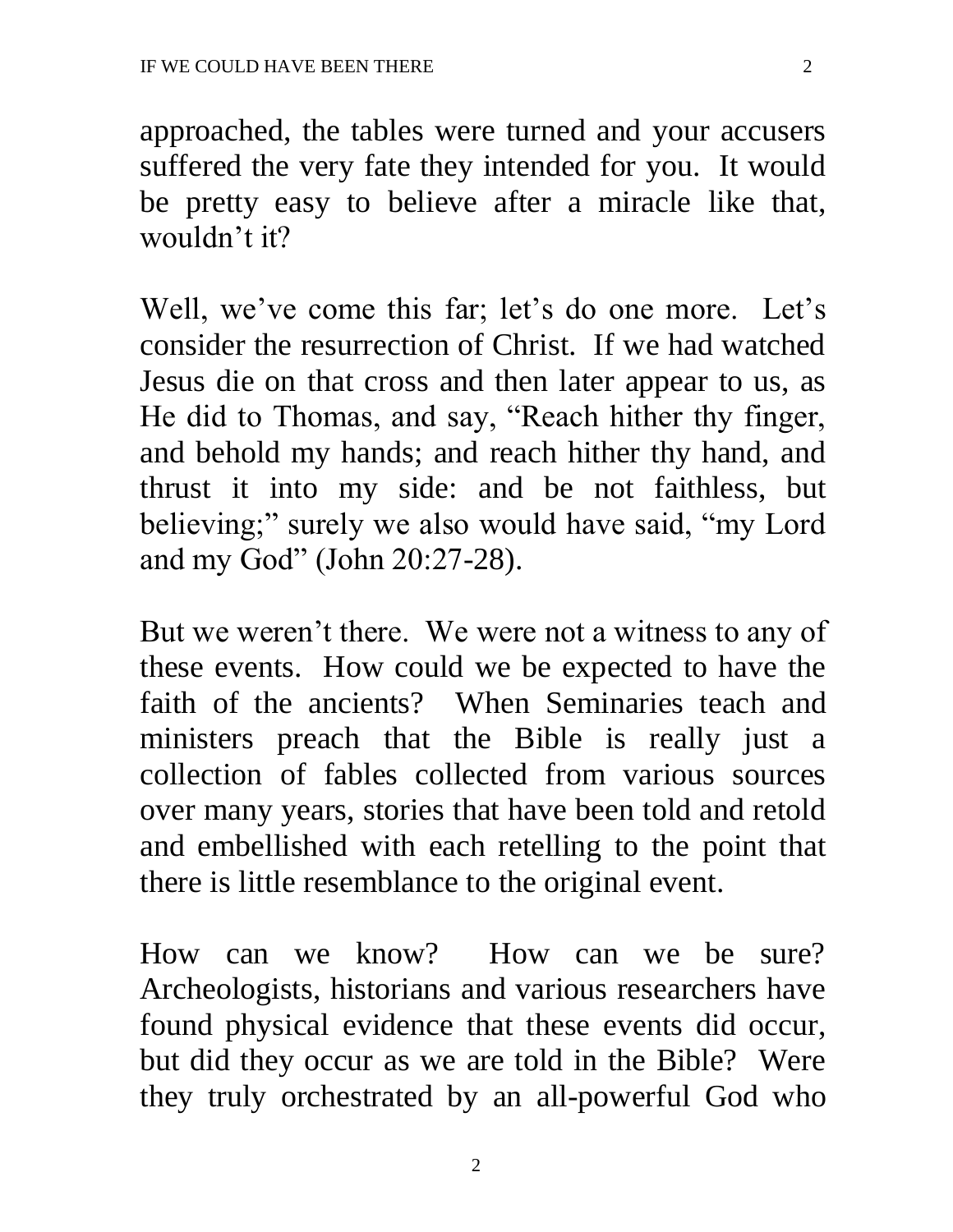approached, the tables were turned and your accusers suffered the very fate they intended for you. It would be pretty easy to believe after a miracle like that, wouldn't it?

Well, we've come this far; let's do one more. Let's consider the resurrection of Christ. If we had watched Jesus die on that cross and then later appear to us, as He did to Thomas, and say, "Reach hither thy finger, and behold my hands; and reach hither thy hand, and thrust it into my side: and be not faithless, but believing;" surely we also would have said, "my Lord and my God" (John 20:27-28).

But we weren't there. We were not a witness to any of these events. How could we be expected to have the faith of the ancients? When Seminaries teach and ministers preach that the Bible is really just a collection of fables collected from various sources over many years, stories that have been told and retold and embellished with each retelling to the point that there is little resemblance to the original event.

How can we know? How can we be sure? Archeologists, historians and various researchers have found physical evidence that these events did occur, but did they occur as we are told in the Bible? Were they truly orchestrated by an all-powerful God who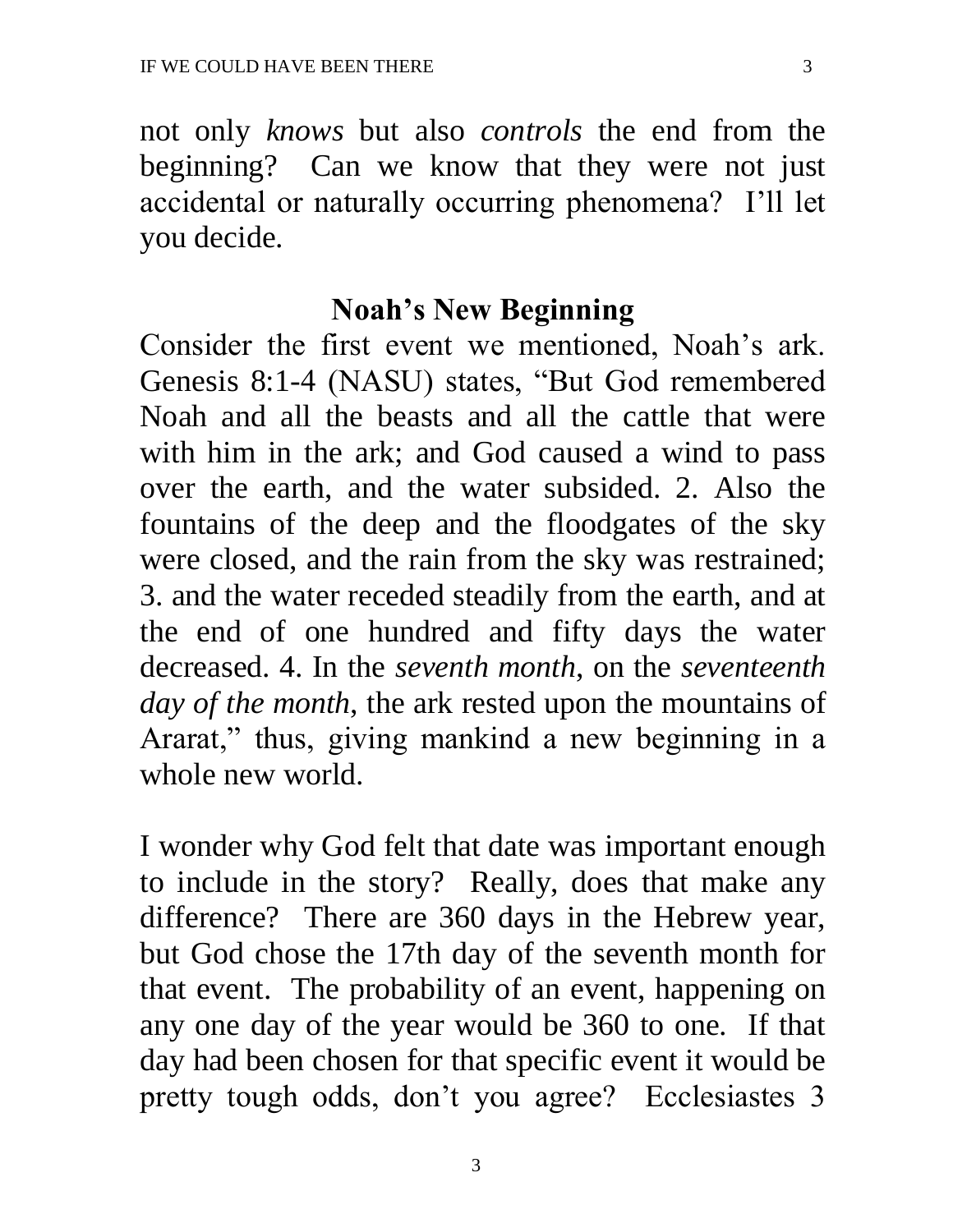not only *knows* but also *controls* the end from the beginning? Can we know that they were not just accidental or naturally occurring phenomena? I'll let you decide.

## Noah's New Beginning

Consider the first event we mentioned, Noah's ark. Genesis 8:1-4 (NASU) states, "But God remembered Noah and all the beasts and all the cattle that were with him in the ark; and God caused a wind to pass over the earth, and the water subsided. 2. Also the fountains of the deep and the floodgates of the sky were closed, and the rain from the sky was restrained; 3. and the water receded steadily from the earth, and at the end of one hundred and fifty days the water decreased. 4. In the *seventh month*, on the *seventeenth day of the month*, the ark rested upon the mountains of Ararat," thus, giving mankind a new beginning in a whole new world.

I wonder why God felt that date was important enough to include in the story? Really, does that make any difference? There are 360 days in the Hebrew year, but God chose the 17th day of the seventh month for that event. The probability of an event, happening on any one day of the year would be 360 to one. If that day had been chosen for that specific event it would be pretty tough odds, don't you agree? Ecclesiastes 3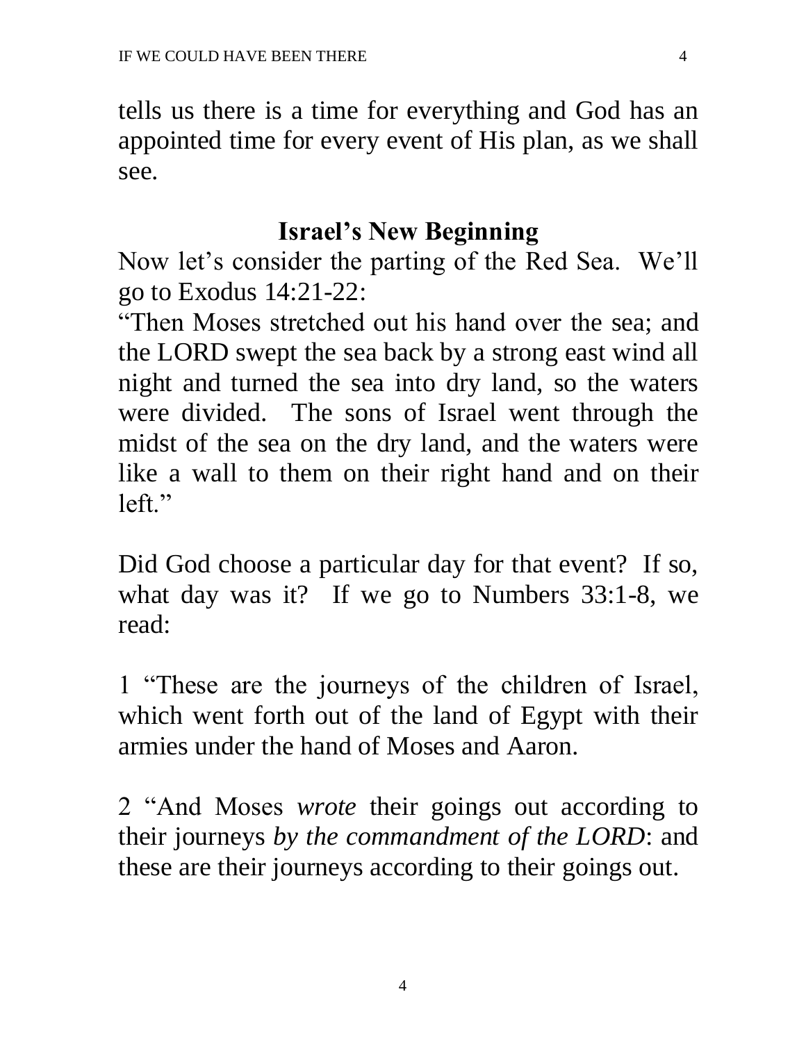tells us there is a time for everything and God has an appointed time for every event of His plan, as we shall see.

## Israel's New Beginning

Now let's consider the parting of the Red Sea. We'll go to Exodus 14:21-22:

"Then Moses stretched out his hand over the sea; and the LORD swept the sea back by a strong east wind all night and turned the sea into dry land, so the waters were divided. The sons of Israel went through the midst of the sea on the dry land, and the waters were like a wall to them on their right hand and on their left."

Did God choose a particular day for that event? If so, what day was it? If we go to Numbers 33:1-8, we read:

1 "These are the journeys of the children of Israel, which went forth out of the land of Egypt with their armies under the hand of Moses and Aaron.

2 "And Moses *wrote* their goings out according to their journeys *by the commandment of the LORD*: and these are their journeys according to their goings out.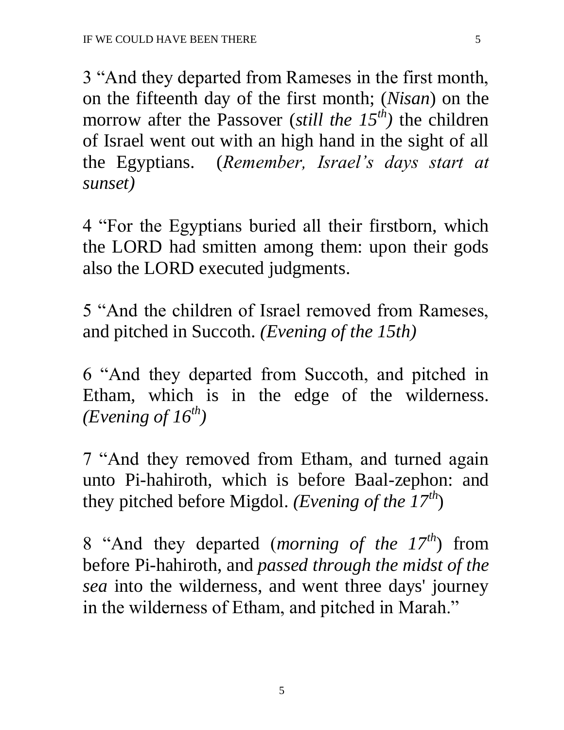3 “And they departed from Rameses in the first month, on the fifteenth day of the first month; (*Nisan*) on the morrow after the Passover (*still the 15th)* the children of Israel went out with an high hand in the sight of all the Egyptians. (*Remember, Israel’s days start at sunset)*

4 “For the Egyptians buried all their firstborn, which the LORD had smitten among them: upon their gods also the LORD executed judgments.

5 “And the children of Israel removed from Rameses, and pitched in Succoth. *(Evening of the 15th)*

6 “And they departed from Succoth, and pitched in Etham, which is in the edge of the wilderness. *(Evening of 16th)*

7 “And they removed from Etham, and turned again unto Pi-hahiroth, which is before Baal-zephon: and they pitched before Migdol. *(Evening of the 17th)*

8 “And they departed (*morning of the 17th*) from before Pi-hahiroth, and *passed through the midst of the sea* into the wilderness, and went three days' journey in the wilderness of Etham, and pitched in Marah.”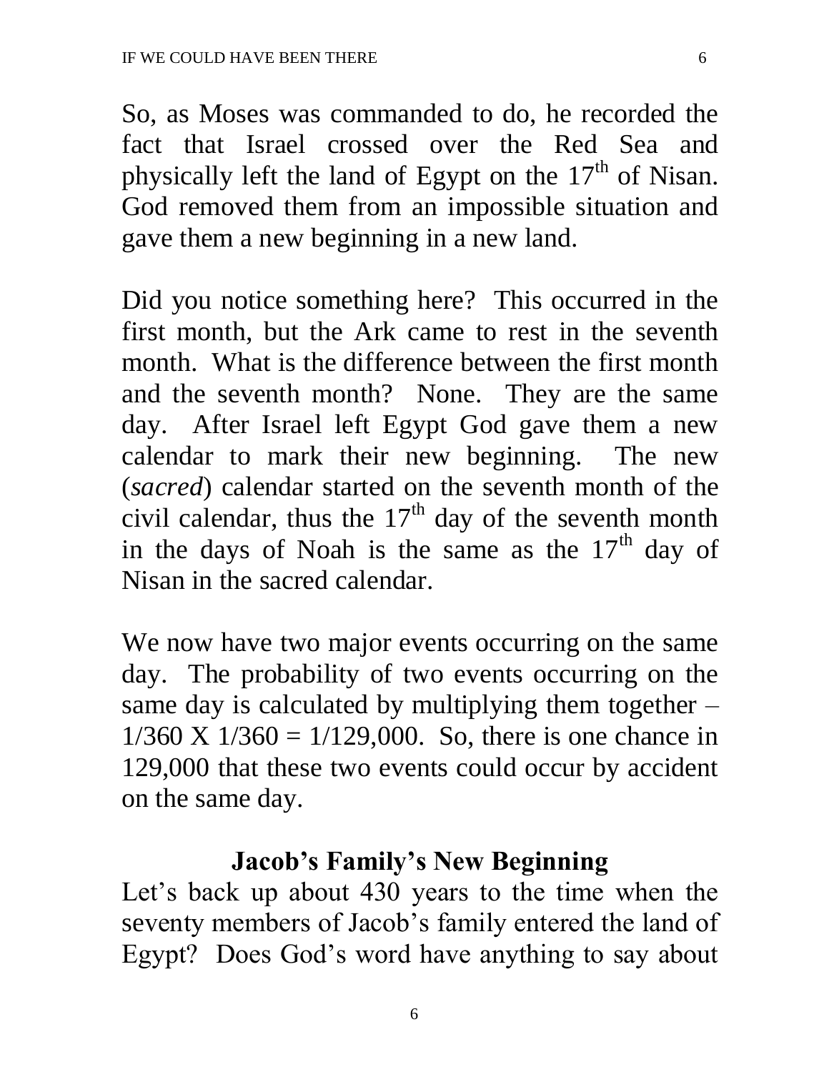So, as Moses was commanded to do, he recorded the fact that Israel crossed over the Red Sea and physically left the land of Egypt on the 17th of Nisan. God removed them from an impossible situation and gave them a new beginning in a new land.

Did you notice something here? This occurred in the first month, but the Ark came to rest in the seventh month. What is the difference between the first month and the seventh month? None. They are the same day. After Israel left Egypt God gave them a new calendar to mark their new beginning. The new (*sacred*) calendar started on the seventh month of the civil calendar, thus the 17th day of the seventh month in the days of Noah is the same as the 17th day of Nisan in the sacred calendar.

We now have two major events occurring on the same day. The probability of two events occurring on the same day is calculated by multiplying them together – 1/360 X 1/360 = 1/129,000. So, there is one chance in 129,000 that these two events could occur by accident on the same day.

## Jacob's Family's New Beginning

Let's back up about 430 years to the time when the seventy members of Jacob's family entered the land of Egypt? Does God's word have anything to say about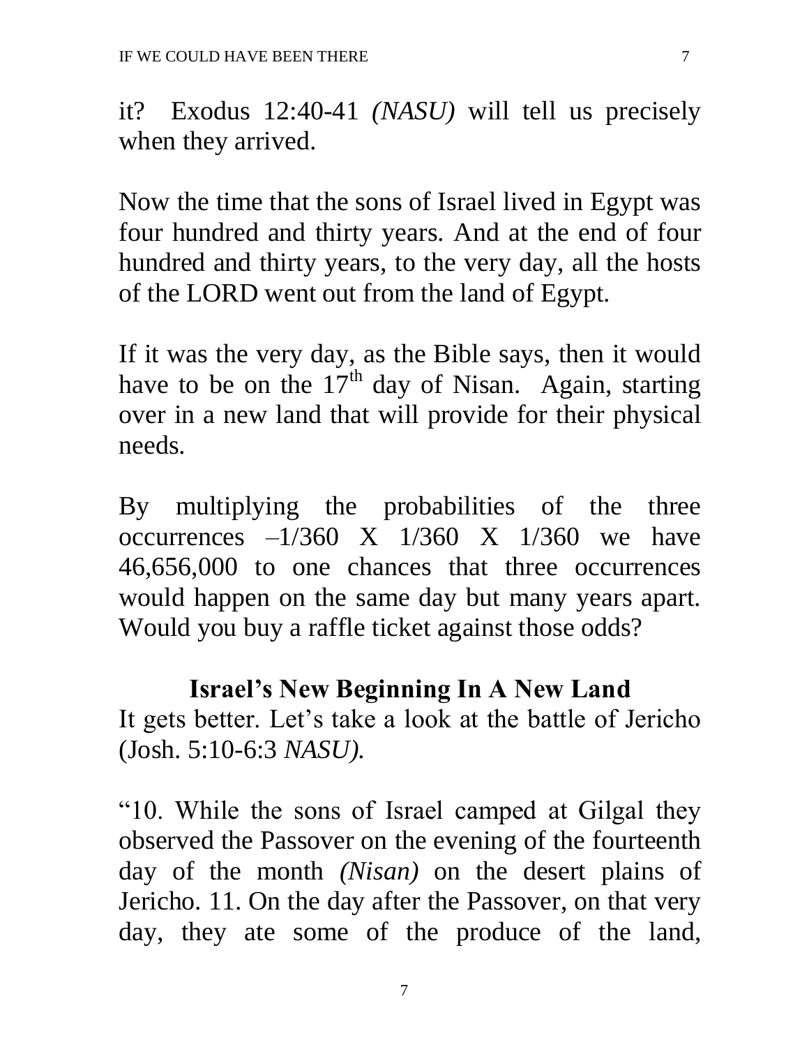it? Exodus 12:40-41 *(NASU)* will tell us precisely when they arrived.

Now the time that the sons of Israel lived in Egypt was four hundred and thirty years. And at the end of four hundred and thirty years, to the very day, all the hosts of the LORD went out from the land of Egypt.

If it was the very day, as the Bible says, then it would have to be on the 17th day of Nisan. Again, starting over in a new land that will provide for their physical needs.

By multiplying the probabilities of the three occurrences –1/360 X 1/360 X 1/360 we have 46,656,000 to one chances that three occurrences would happen on the same day but many years apart. Would you buy a raffle ticket against those odds?

## Israel's New Beginning In A New Land

It gets better. Let's take a look at the battle of Jericho (Josh. 5:10-6:3 *NASU).*

"10. While the sons of Israel camped at Gilgal they observed the Passover on the evening of the fourteenth day of the month *(Nisan)* on the desert plains of Jericho. 11. On the day after the Passover, on that very day, they ate some of the produce of the land,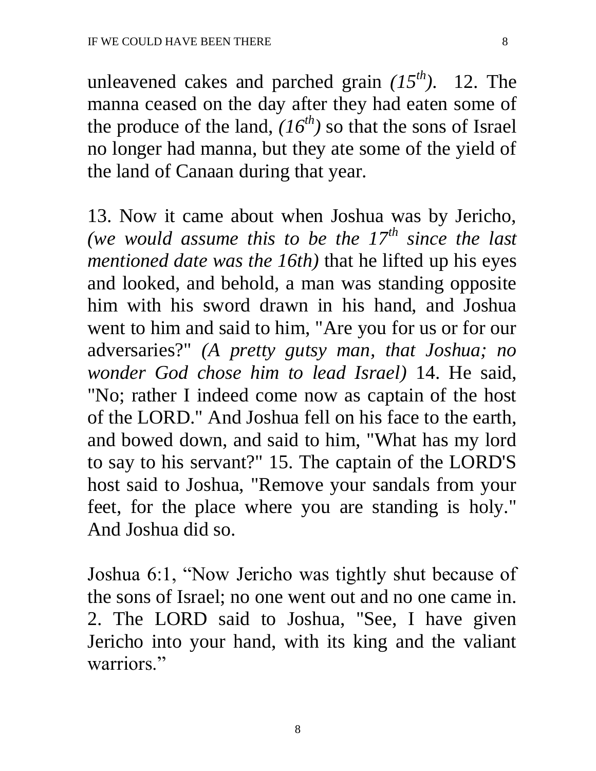unleavened cakes and parched grain *(15th)*. 12. The manna ceased on the day after they had eaten some of the produce of the land, *(16th)* so that the sons of Israel no longer had manna, but they ate some of the yield of the land of Canaan during that year.

13. Now it came about when Joshua was by Jericho, *(we would assume this to be the 17th since the last mentioned date was the 16th)* that he lifted up his eyes and looked, and behold, a man was standing opposite him with his sword drawn in his hand, and Joshua went to him and said to him, "Are you for us or for our adversaries?" *(A pretty gutsy man, that Joshua; no wonder God chose him to lead Israel)* 14. He said, "No; rather I indeed come now as captain of the host of the LORD." And Joshua fell on his face to the earth, and bowed down, and said to him, "What has my lord to say to his servant?" 15. The captain of the LORD'S host said to Joshua, "Remove your sandals from your feet, for the place where you are standing is holy." And Joshua did so.

Joshua 6:1, "Now Jericho was tightly shut because of the sons of Israel; no one went out and no one came in. 2. The LORD said to Joshua, "See, I have given Jericho into your hand, with its king and the valiant warriors."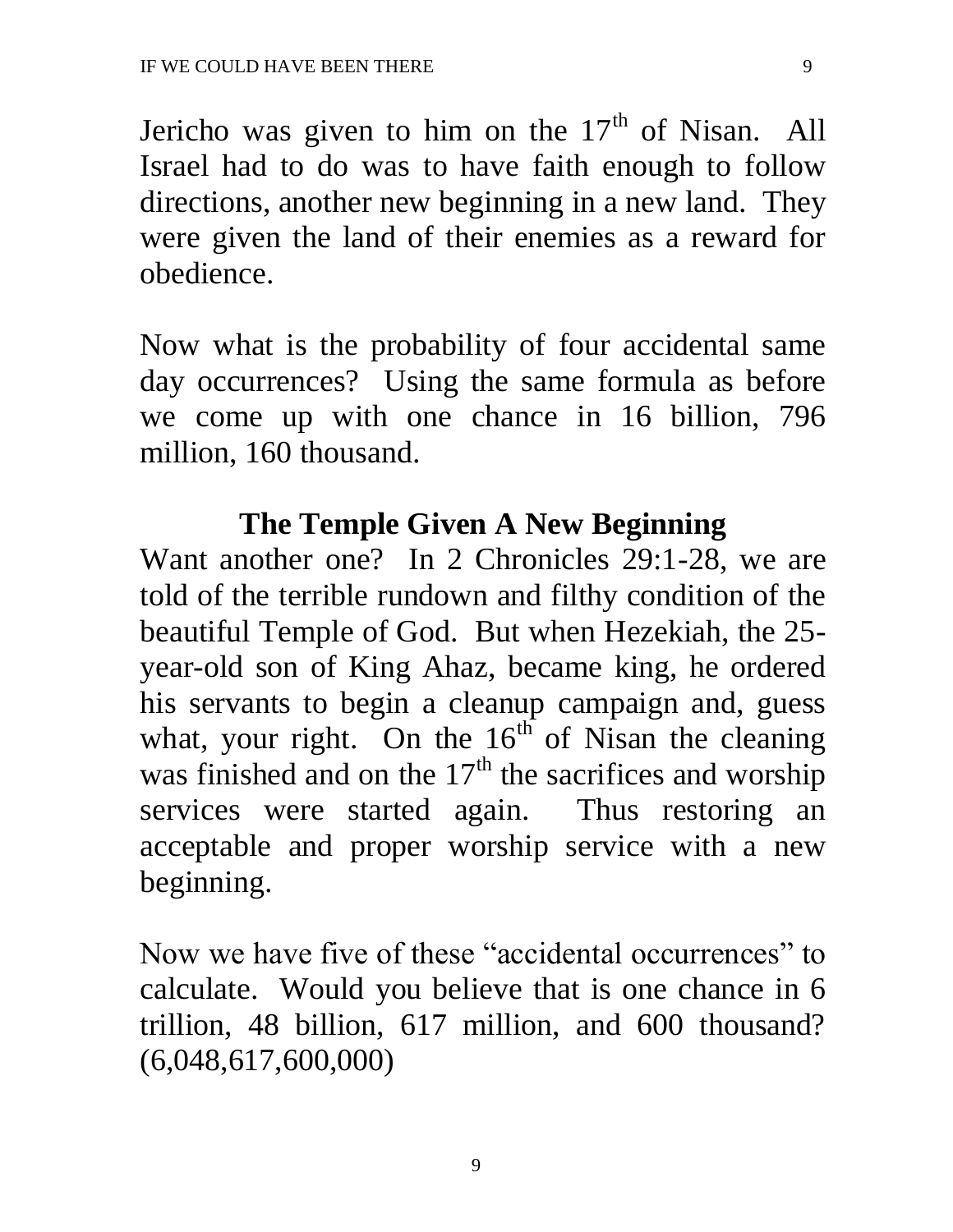Jericho was given to him on the 17th of Nisan. All Israel had to do was to have faith enough to follow directions, another new beginning in a new land. They were given the land of their enemies as a reward for obedience.

Now what is the probability of four accidental same day occurrences? Using the same formula as before we come up with one chance in 16 billion, 796 million, 160 thousand.

## The Temple Given A New Beginning

Want another one? In 2 Chronicles 29:1-28, we are told of the terrible rundown and filthy condition of the beautiful Temple of God. But when Hezekiah, the 25-year-old son of King Ahaz, became king, he ordered his servants to begin a cleanup campaign and, guess what, your right. On the 16th of Nisan the cleaning was finished and on the 17th the sacrifices and worship services were started again. Thus restoring an acceptable and proper worship service with a new beginning.

Now we have five of these "accidental occurrences" to calculate. Would you believe that is one chance in 6 trillion, 48 billion, 617 million, and 600 thousand? (6,048,617,600,000)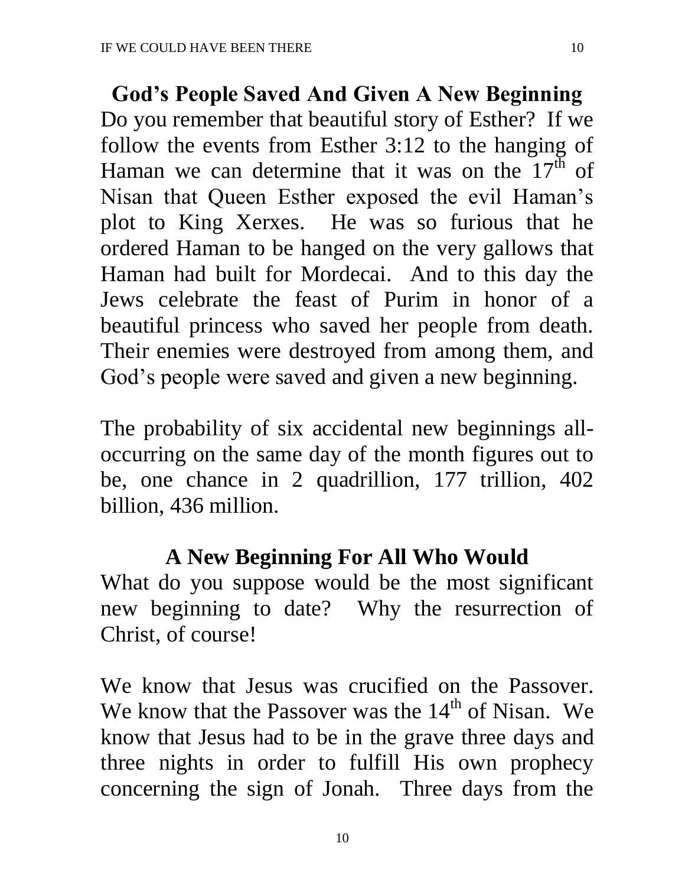## God's People Saved And Given A New Beginning

Do you remember that beautiful story of Esther? If we follow the events from Esther 3:12 to the hanging of Haman we can determine that it was on the $17^{th}$ of Nisan that Queen Esther exposed the evil Haman's plot to King Xerxes. He was so furious that he ordered Haman to be hanged on the very gallows that Haman had built for Mordecai. And to this day the Jews celebrate the feast of Purim in honor of a beautiful princess who saved her people from death. Their enemies were destroyed from among them, and God's people were saved and given a new beginning.

The probability of six accidental new beginnings all-occurring on the same day of the month figures out to be, one chance in 2 quadrillion, 177 trillion, 402 billion, 436 million.

## A New Beginning For All Who Would

What do you suppose would be the most significant new beginning to date? Why the resurrection of Christ, of course!

We know that Jesus was crucified on the Passover. We know that the Passover was the $14^{th}$ of Nisan. We know that Jesus had to be in the grave three days and three nights in order to fulfill His own prophecy concerning the sign of Jonah. Three days from the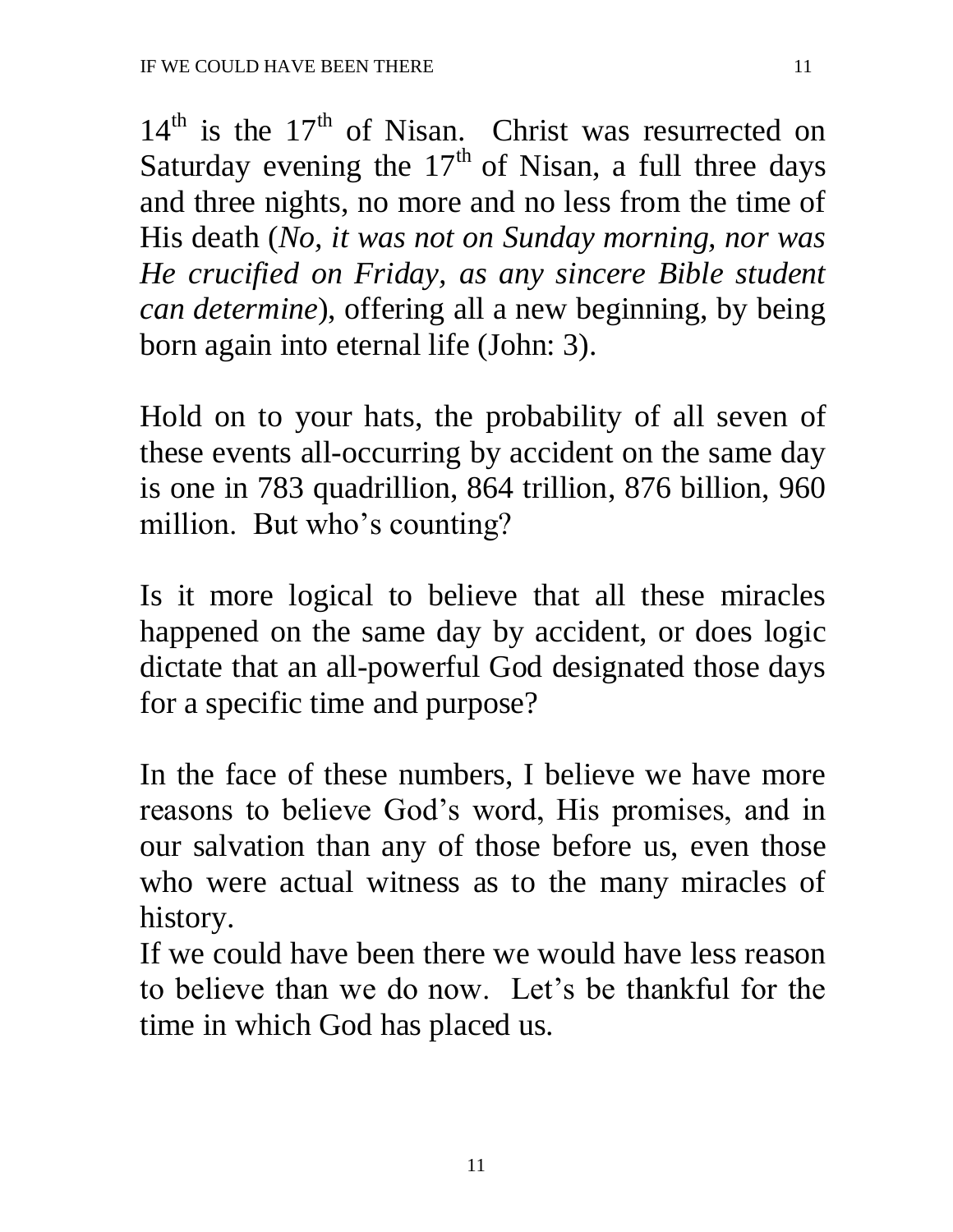$14^{th}$ is the $17^{th}$ of Nisan. Christ was resurrected on Saturday evening the $17^{th}$ of Nisan, a full three days and three nights, no more and no less from the time of His death (*No, it was not on Sunday morning, nor was He crucified on Friday, as any sincere Bible student can determine*), offering all a new beginning, by being born again into eternal life (John: 3).

Hold on to your hats, the probability of all seven of these events all-occurring by accident on the same day is one in 783 quadrillion, 864 trillion, 876 billion, 960 million. But who's counting?

Is it more logical to believe that all these miracles happened on the same day by accident, or does logic dictate that an all-powerful God designated those days for a specific time and purpose?

In the face of these numbers, I believe we have more reasons to believe God's word, His promises, and in our salvation than any of those before us, even those who were actual witness as to the many miracles of history.

If we could have been there we would have less reason to believe than we do now. Let's be thankful for the time in which God has placed us.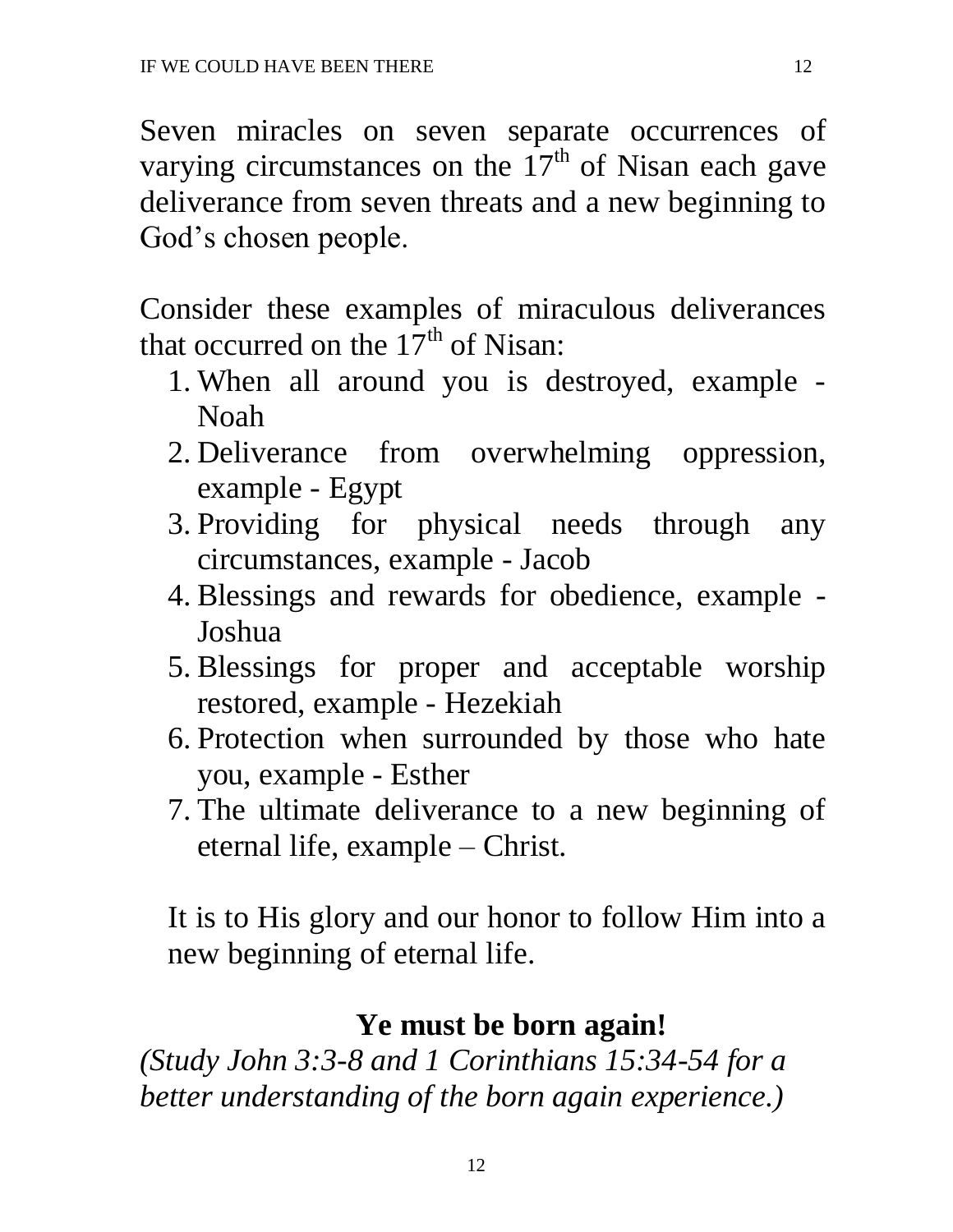Seven miracles on seven separate occurrences of varying circumstances on the 17th of Nisan each gave deliverance from seven threats and a new beginning to God's chosen people.

Consider these examples of miraculous deliverances that occurred on the 17th of Nisan:

1. When all around you is destroyed, example - Noah
2. Deliverance from overwhelming oppression, example - Egypt
3. Providing for physical needs through any circumstances, example - Jacob
4. Blessings and rewards for obedience, example - Joshua
5. Blessings for proper and acceptable worship restored, example - Hezekiah
6. Protection when surrounded by those who hate you, example - Esther
7. The ultimate deliverance to a new beginning of eternal life, example – Christ.

It is to His glory and our honor to follow Him into a new beginning of eternal life.

**Ye must be born again!**

*(Study John 3:3-8 and 1 Corinthians 15:34-54 for a better understanding of the born again experience.)*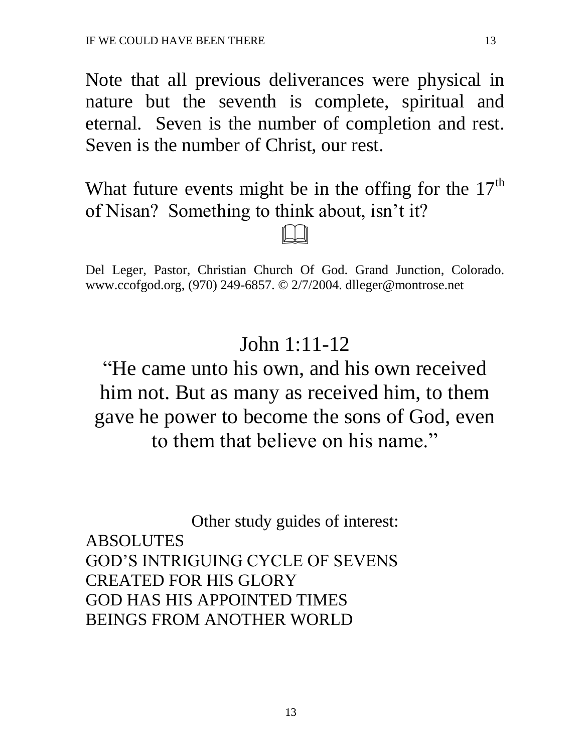Note that all previous deliverances were physical in nature but the seventh is complete, spiritual and eternal. Seven is the number of completion and rest. Seven is the number of Christ, our rest.

What future events might be in the offing for the 17th of Nisan? Something to think about, isn't it?

Del Leger, Pastor, Christian Church Of God. Grand Junction, Colorado. www.ccofgod.org, (970) 249-6857. © 2/7/2004. dlleger@montrose.net

John 1:11-12

"He came unto his own, and his own received him not. But as many as received him, to them gave he power to become the sons of God, even to them that believe on his name."

Other study guides of interest:

ABSOLUTES
GOD'S INTRIGUING CYCLE OF SEVENS
CREATED FOR HIS GLORY
GOD HAS HIS APPOINTED TIMES
BEINGS FROM ANOTHER WORLD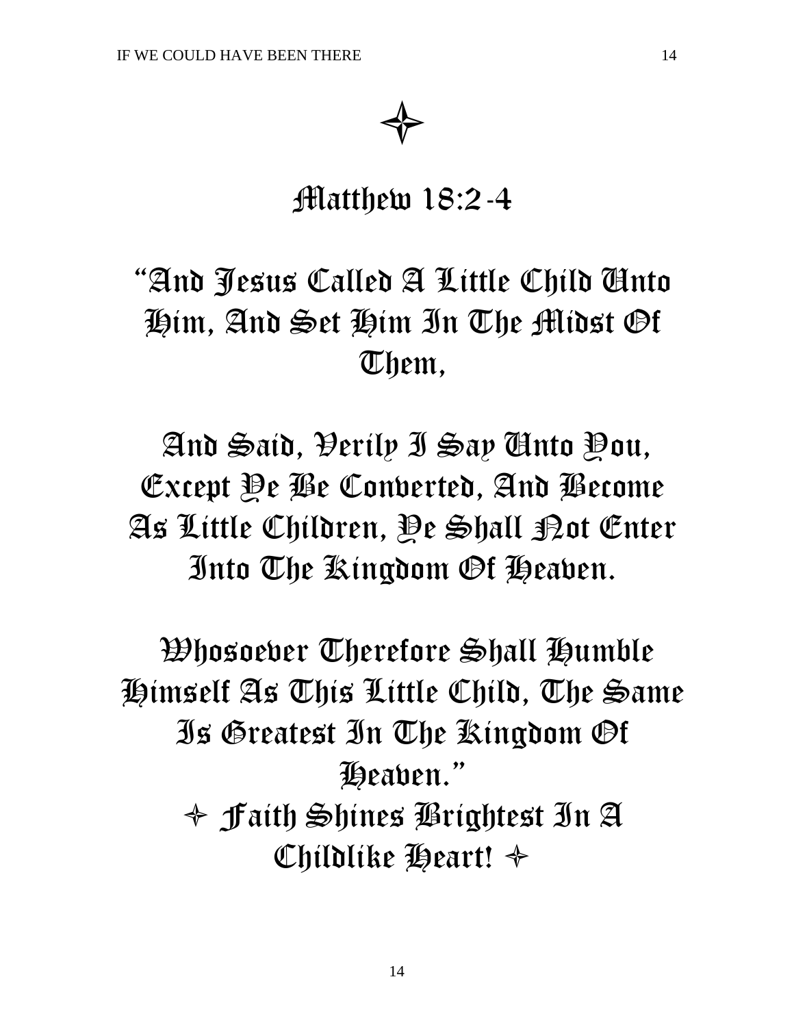✧

# Matthew 18:2-4

"And Jesus Called A Little Child Unto Him, And Set Him In The Midst Of Them,

And Said, Verily I Say Unto You, Except Ye Be Converted, And Become As Little Children, Ye Shall Not Enter Into The Kingdom Of Heaven.

Whosoever Therefore Shall Humble Himself As This Little Child, The Same Is Greatest In The Kingdom Of Heaven."

✧ Faith Shines Brightest In A Childlike Heart! ✧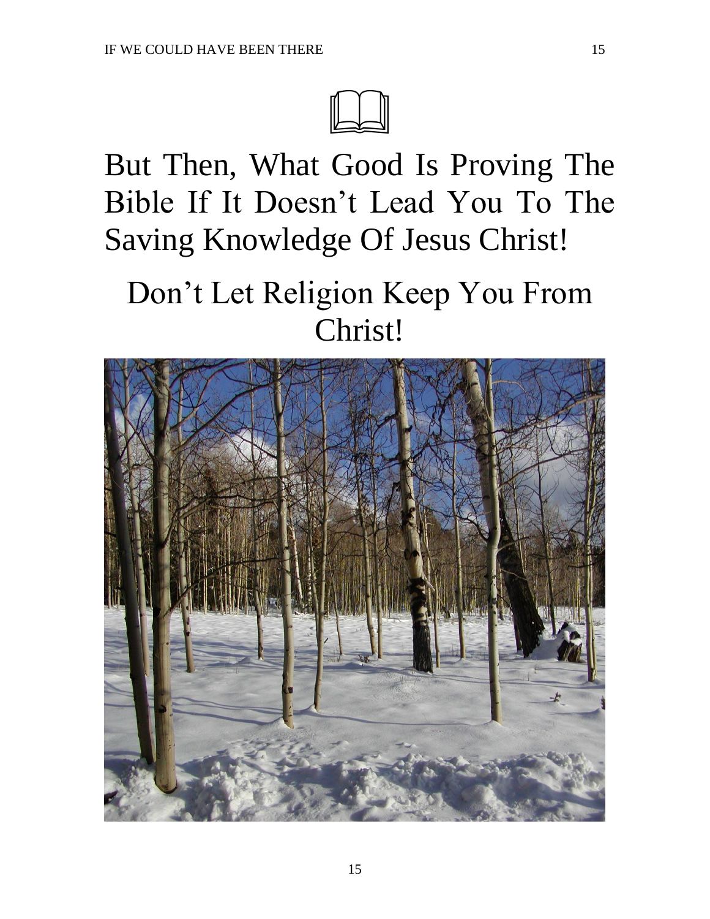# But Then, What Good Is Proving The Bible If It Doesn't Lead You To The Saving Knowledge Of Jesus Christ!

## Don't Let Religion Keep You From Christ!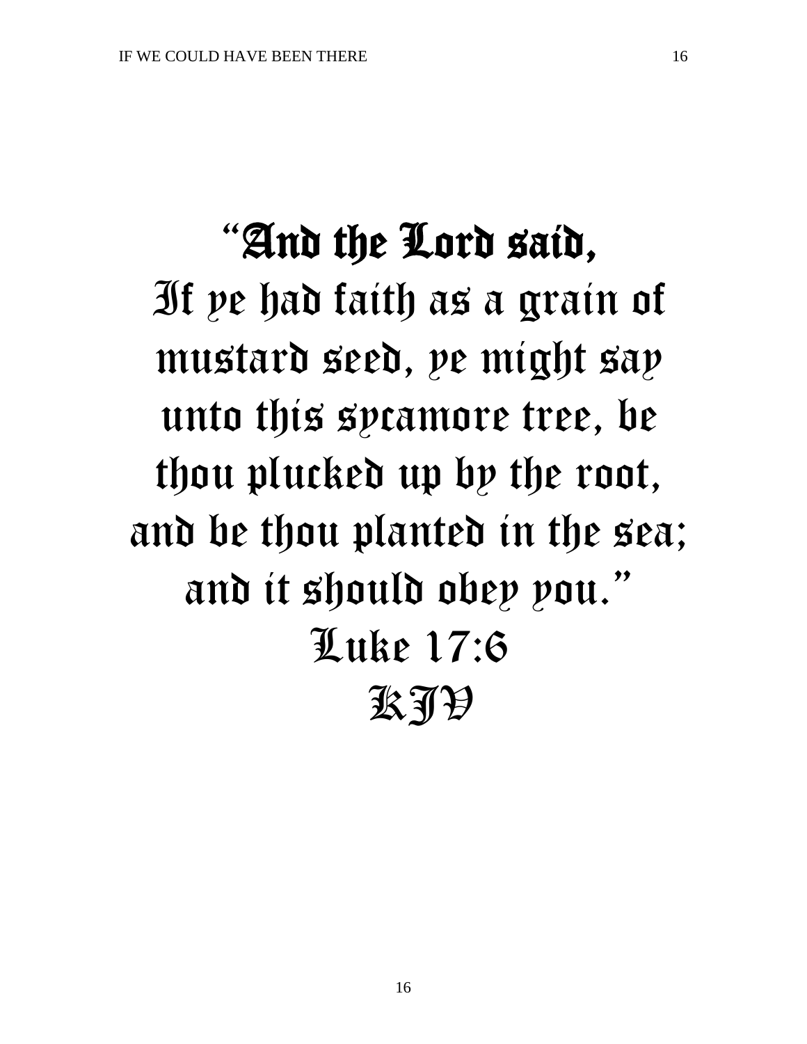“And the Lord said,
If ye had faith as a grain of mustard seed, ye might say unto this sycamore tree, be thou plucked up by the root, and be thou planted in the sea; and it should obey you.”
Luke 17:6
KJV